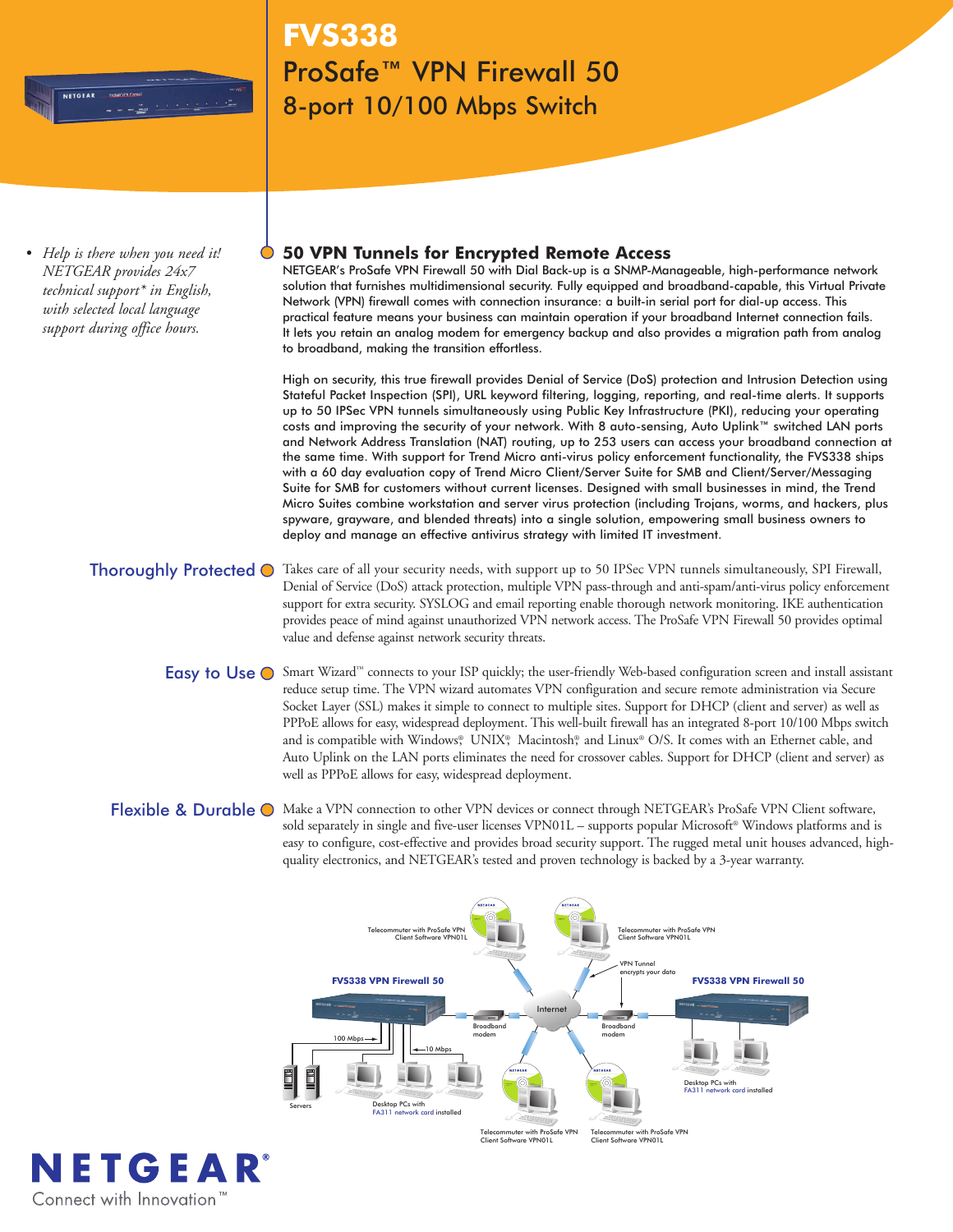# FVS338

## ProSafe™ VPN Firewall 50

## 8-port 10/100 Mbps Switch

- *Help is there when you need it! NETGEAR provides 24x7 technical support\* in English, with selected local language support during office hours.*

### 50 VPN Tunnels for Encrypted Remote Access

NETGEAR's ProSafe VPN Firewall 50 with Dial Back-up is a SNMP-Manageable, high-performance network solution that furnishes multidimensional security. Fully equipped and broadband-capable, this Virtual Private Network (VPN) firewall comes with connection insurance: a built-in serial port for dial-up access. This practical feature means your business can maintain operation if your broadband Internet connection fails. It lets you retain an analog modem for emergency backup and also provides a migration path from analog to broadband, making the transition effortless.

High on security, this true firewall provides Denial of Service (DoS) protection and Intrusion Detection using Stateful Packet Inspection (SPI), URL keyword filtering, logging, reporting, and real-time alerts. It supports up to 50 IPSec VPN tunnels simultaneously using Public Key Infrastructure (PKI), reducing your operating costs and improving the security of your network. With 8 auto-sensing, Auto Uplink™ switched LAN ports and Network Address Translation (NAT) routing, up to 253 users can access your broadband connection at the same time. With support for Trend Micro anti-virus policy enforcement functionality, the FVS338 ships with a 60 day evaluation copy of Trend Micro Client/Server Suite for SMB and Client/Server/Messaging Suite for SMB for customers without current licenses. Designed with small businesses in mind, the Trend Micro Suites combine workstation and server virus protection (including Trojans, worms, and hackers, plus spyware, grayware, and blended threats) into a single solution, empowering small business owners to deploy and manage an effective antivirus strategy with limited IT investment.

### Thoroughly Protected

Takes care of all your security needs, with support up to 50 IPSec VPN tunnels simultaneously, SPI Firewall, Denial of Service (DoS) attack protection, multiple VPN pass-through and anti-spam/anti-virus policy enforcement support for extra security. SYSLOG and email reporting enable thorough network monitoring. IKE authentication provides peace of mind against unauthorized VPN network access. The ProSafe VPN Firewall 50 provides optimal value and defense against network security threats.

### Easy to Use

Smart Wizard™ connects to your ISP quickly; the user-friendly Web-based configuration screen and install assistant reduce setup time. The VPN wizard automates VPN configuration and secure remote administration via Secure Socket Layer (SSL) makes it simple to connect to multiple sites. Support for DHCP (client and server) as well as PPPoE allows for easy, widespread deployment. This well-built firewall has an integrated 8-port 10/100 Mbps switch and is compatible with Windows®, UNIX®, Macintosh®, and Linux® O/S. It comes with an Ethernet cable, and Auto Uplink on the LAN ports eliminates the need for crossover cables. Support for DHCP (client and server) as well as PPPoE allows for easy, widespread deployment.

### Flexible & Durable

Make a VPN connection to other VPN devices or connect through NETGEAR's ProSafe VPN Client software, sold separately in single and five-user licenses VPN01L – supports popular Microsoft® Windows platforms and is easy to configure, cost-effective and provides broad security support. The rugged metal unit houses advanced, high-quality electronics, and NETGEAR's tested and proven technology is backed by a 3-year warranty.

Telecommuter with ProSafe VPN Client Software VPN01L | Telecommuter with ProSafe VPN Client Software VPN01L | VPN Tunnel encrypts your data | FVS338 VPN Firewall 50 | Internet | Broadband modem | FVS338 VPN Firewall 50 | 100 Mbps | 10 Mbps | Servers | Desktop PCs with FA311 network card installed | Desktop PCs with FA311 network card installed | Telecommuter with ProSafe VPN Client Software VPN01L | Telecommuter with ProSafe VPN Client Software VPN01L

NETGEAR®
Connect with Innovation™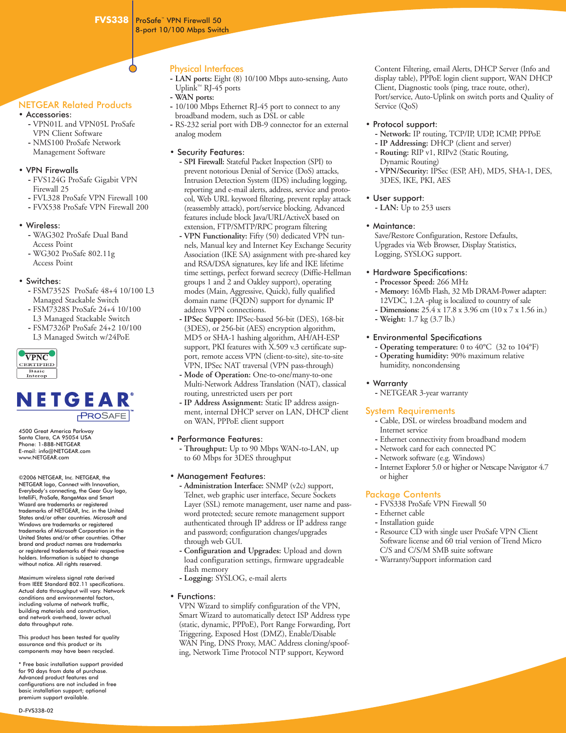FVS338 ProSafe™ VPN Firewall 50
8-port 10/100 Mbps Switch

## NETGEAR Related Products

- Accessories:
  - VPN01L and VPN05L ProSafe VPN Client Software
  - NMS100 ProSafe Network Management Software
- VPN Firewalls
  - FVS124G ProSafe Gigabit VPN Firewall 25
  - FVL328 ProSafe VPN Firewall 100
  - FVX538 ProSafe VPN Firewall 200
- Wireless:
  - WAG302 ProSafe Dual Band Access Point
  - WG302 ProSafe 802.11g Access Point
- Switches:
  - FSM7352S ProSafe 48+4 10/100 L3 Managed Stackable Switch
  - FSM7328S ProSafe 24+4 10/100 L3 Managed Stackable Switch
  - FSM7326P ProSafe 24+2 10/100 L3 Managed Switch w/24PoE

VPNC CERTIFIED Basic Interop

NETGEAR® PROSAFE

4500 Great America Parkway
Santa Clara, CA 95054 USA
Phone: 1-888-NETGEAR
E-mail: info@NETGEAR.com
www.NETGEAR.com

©2006 NETGEAR, Inc. NETGEAR, the NETGEAR logo, Connect with Innovation, Everybody's connecting, the Gear Guy logo, IntelliFi, ProSafe, RangeMax and Smart Wizard are trademarks or registered trademarks of NETGEAR, Inc. in the United States and/or other countries. Microsoft and Windows are trademarks or registered trademarks of Microsoft Corporation in the United States and/or other countries. Other brand and product names are trademarks or registered trademarks of their respective holders. Information is subject to change without notice. All rights reserved.

Maximum wireless signal rate derived from IEEE Standard 802.11 specifications. Actual data throughput will vary. Network conditions and environmental factors, including volume of network traffic, building materials and construction, and network overhead, lower actual data throughput rate.

This product has been tested for quality assurance and this product or its components may have been recycled.

* Free basic installation support provided for 90 days from date of purchase. Advanced product features and configurations are not included in free basic installation support; optional premium support available.

D-FVS338-02

## Physical Interfaces

- **LAN ports:** Eight (8) 10/100 Mbps auto-sensing, Auto Uplink™ RJ-45 ports
- **WAN ports:**
- 10/100 Mbps Ethernet RJ-45 port to connect to any broadband modem, such as DSL or cable
- RS-232 serial port with DB-9 connector for an external analog modem

- Security Features:
  - **SPI Firewall:** Stateful Packet Inspection (SPI) to prevent notorious Denial of Service (DoS) attacks, Intrusion Detection System (IDS) including logging, reporting and e-mail alerts, address, service and protocol, Web URL keyword filtering, prevent replay attack (reassembly attack), port/service blocking. Advanced features include block Java/URL/ActiveX based on extension, FTP/SMTP/RPC program filtering
  - **VPN Functionality:** Fifty (50) dedicated VPN tunnels, Manual key and Internet Key Exchange Security Association (IKE SA) assignment with pre-shared key and RSA/DSA signatures, key life and IKE lifetime time settings, perfect forward secrecy (Diffie-Hellman groups 1 and 2 and Oakley support), operating modes (Main, Aggressive, Quick), fully qualified domain name (FQDN) support for dynamic IP address VPN connections.
  - **IPSec Support:** IPSec-based 56-bit (DES), 168-bit (3DES), or 256-bit (AES) encryption algorithm, MD5 or SHA-1 hashing algorithm, AH/AH-ESP support, PKI features with X.509 v.3 certificate support, remote access VPN (client-to-site), site-to-site VPN, IPSec NAT traversal (VPN pass-through)
  - **Mode of Operation:** One-to-one/many-to-one Multi-Network Address Translation (NAT), classical routing, unrestricted users per port
  - **IP Address Assignment:** Static IP address assignment, internal DHCP server on LAN, DHCP client on WAN, PPPoE client support
- Performance Features:
  - **Throughput:** Up to 90 Mbps WAN-to-LAN, up to 60 Mbps for 3DES throughput
- Management Features:
  - **Administration Interface:** SNMP (v2c) support, Telnet, web graphic user interface, Secure Sockets Layer (SSL) remote management, user name and password protected; secure remote management support authenticated through IP address or IP address range and password; configuration changes/upgrades through web GUI.
  - **Configuration and Upgrades:** Upload and down load configuration settings, firmware upgradeable flash memory
  - **Logging:** SYSLOG, e-mail alerts
- Functions:
  VPN Wizard to simplify configuration of the VPN, Smart Wizard to automatically detect ISP Address type (static, dynamic, PPPoE), Port Range Forwarding, Port Triggering, Exposed Host (DMZ), Enable/Disable WAN Ping, DNS Proxy, MAC Address cloning/spoofing, Network Time Protocol NTP support, Keyword Content Filtering, email Alerts, DHCP Server (Info and display table), PPPoE login client support, WAN DHCP Client, Diagnostic tools (ping, trace route, other), Port/service, Auto-Uplink on switch ports and Quality of Service (QoS)
- Protocol support:
  - **Network:** IP routing, TCP/IP, UDP, ICMP, PPPoE
  - **IP Addressing:** DHCP (client and server)
  - **Routing:** RIP v1, RIPv2 (Static Routing, Dynamic Routing)
  - **VPN/Security:** IPSec (ESP, AH), MD5, SHA-1, DES, 3DES, IKE, PKI, AES
- User support:
  - **LAN:** Up to 253 users
- Maintance:
  Save/Restore Configuration, Restore Defaults, Upgrades via Web Browser, Display Statistics, Logging, SYSLOG support.
- Hardware Specifications:
  - **Processor Speed:** 266 MHz
  - **Memory:** 16Mb Flash, 32 Mb DRAM-Power adapter: 12VDC, 1.2A -plug is localized to country of sale
  - **Dimensions:** 25.4 x 17.8 x 3.96 cm (10 x 7 x 1.56 in.)
  - **Weight:** 1.7 kg (3.7 lb.)
- Environmental Specifications
  - **Operating temperature:** 0 to 40°C (32 to 104°F)
  - **Operating humidity:** 90% maximum relative humidity, noncondensing
- Warranty
  - NETGEAR 3-year warranty

## System Requirements

- Cable, DSL or wireless broadband modem and Internet service
- Ethernet connectivity from broadband modem
- Network card for each connected PC
- Network software (e.g. Windows)
- Internet Explorer 5.0 or higher or Netscape Navigator 4.7 or higher

## Package Contents

- FVS338 ProSafe VPN Firewall 50
- Ethernet cable
- Installation guide
- Resource CD with single user ProSafe VPN Client Software license and 60 trial version of Trend Micro C/S and C/S/M SMB suite software
- Warranty/Support information card